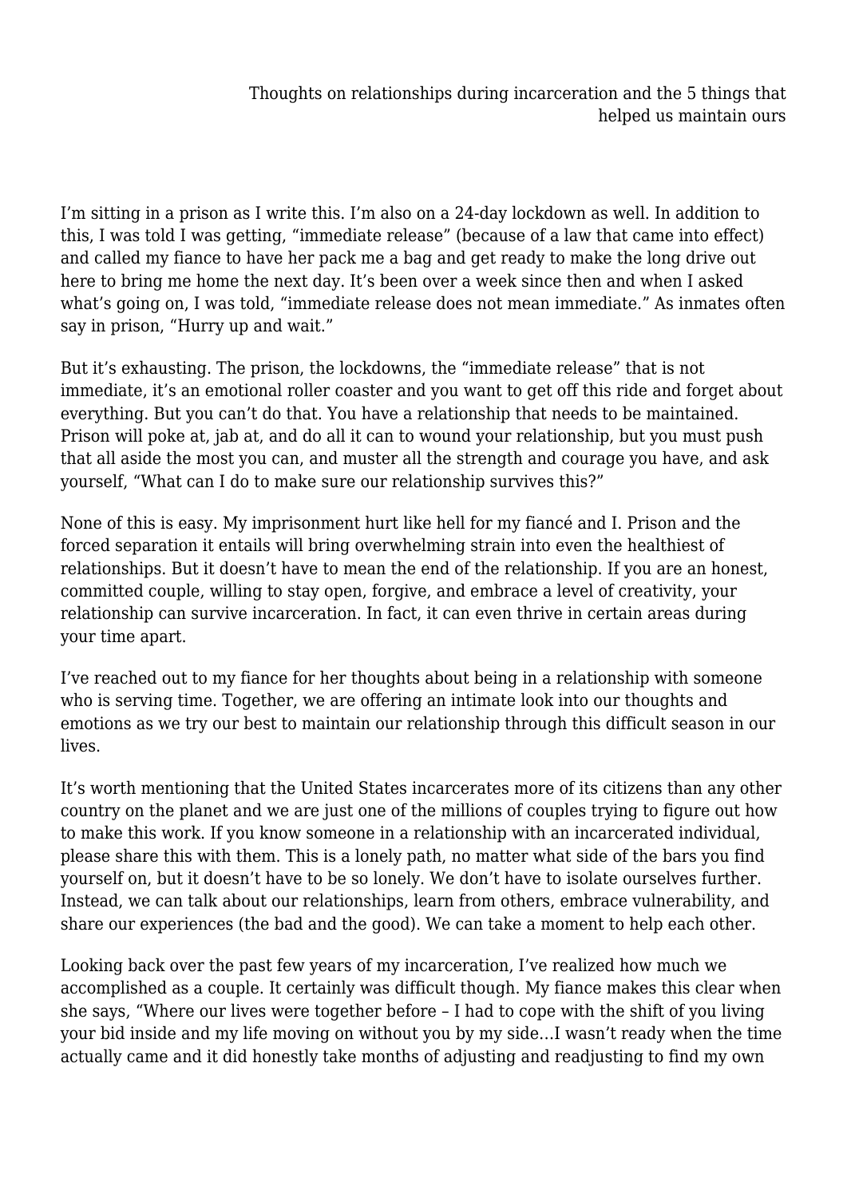# Thoughts on relationships during incarceration and the 5 things that helped us maintain ours

I'm sitting in a prison as I write this. I'm also on a 24-day lockdown as well. In addition to this, I was told I was getting, "immediate release" (because of a law that came into effect) and called my fiance to have her pack me a bag and get ready to make the long drive out here to bring me home the next day. It's been over a week since then and when I asked what's going on, I was told, "immediate release does not mean immediate." As inmates often say in prison, "Hurry up and wait."

But it's exhausting. The prison, the lockdowns, the "immediate release" that is not immediate, it's an emotional roller coaster and you want to get off this ride and forget about everything. But you can't do that. You have a relationship that needs to be maintained. Prison will poke at, jab at, and do all it can to wound your relationship, but you must push that all aside the most you can, and muster all the strength and courage you have, and ask yourself, "What can I do to make sure our relationship survives this?"

None of this is easy. My imprisonment hurt like hell for my fiancé and I. Prison and the forced separation it entails will bring overwhelming strain into even the healthiest of relationships. But it doesn't have to mean the end of the relationship. If you are an honest, committed couple, willing to stay open, forgive, and embrace a level of creativity, your relationship can survive incarceration. In fact, it can even thrive in certain areas during your time apart.

I've reached out to my fiance for her thoughts about being in a relationship with someone who is serving time. Together, we are offering an intimate look into our thoughts and emotions as we try our best to maintain our relationship through this difficult season in our lives.

It's worth mentioning that the United States incarcerates more of its citizens than any other country on the planet and we are just one of the millions of couples trying to figure out how to make this work. If you know someone in a relationship with an incarcerated individual, please share this with them. This is a lonely path, no matter what side of the bars you find yourself on, but it doesn't have to be so lonely. We don't have to isolate ourselves further. Instead, we can talk about our relationships, learn from others, embrace vulnerability, and share our experiences (the bad and the good). We can take a moment to help each other.

Looking back over the past few years of my incarceration, I've realized how much we accomplished as a couple. It certainly was difficult though. My fiance makes this clear when she says, "Where our lives were together before – I had to cope with the shift of you living your bid inside and my life moving on without you by my side…I wasn't ready when the time actually came and it did honestly take months of adjusting and readjusting to find my own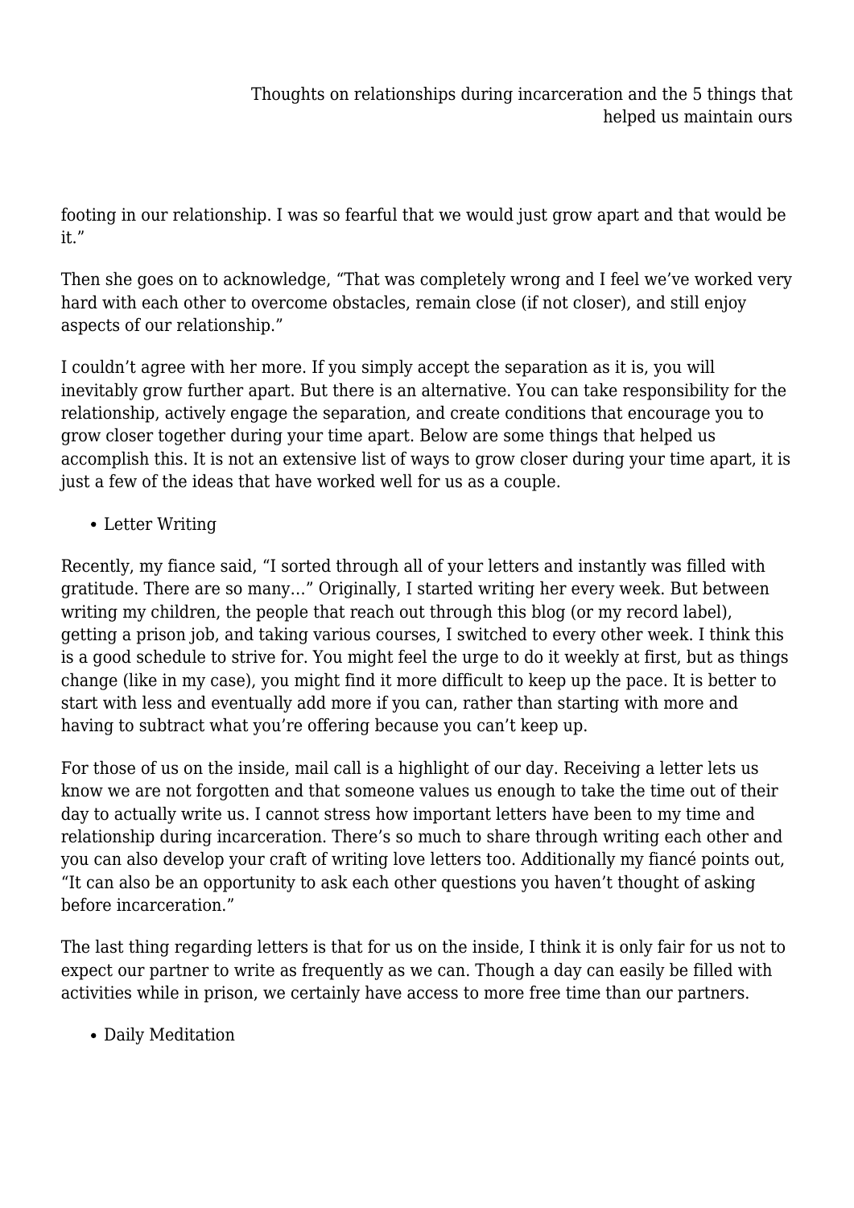footing in our relationship. I was so fearful that we would just grow apart and that would be it."

Then she goes on to acknowledge, "That was completely wrong and I feel we've worked very hard with each other to overcome obstacles, remain close (if not closer), and still enjoy aspects of our relationship."

I couldn't agree with her more. If you simply accept the separation as it is, you will inevitably grow further apart. But there is an alternative. You can take responsibility for the relationship, actively engage the separation, and create conditions that encourage you to grow closer together during your time apart. Below are some things that helped us accomplish this. It is not an extensive list of ways to grow closer during your time apart, it is just a few of the ideas that have worked well for us as a couple.

- Letter Writing

Recently, my fiance said, "I sorted through all of your letters and instantly was filled with gratitude. There are so many…" Originally, I started writing her every week. But between writing my children, the people that reach out through this blog (or my record label), getting a prison job, and taking various courses, I switched to every other week. I think this is a good schedule to strive for. You might feel the urge to do it weekly at first, but as things change (like in my case), you might find it more difficult to keep up the pace. It is better to start with less and eventually add more if you can, rather than starting with more and having to subtract what you're offering because you can't keep up.

For those of us on the inside, mail call is a highlight of our day. Receiving a letter lets us know we are not forgotten and that someone values us enough to take the time out of their day to actually write us. I cannot stress how important letters have been to my time and relationship during incarceration. There's so much to share through writing each other and you can also develop your craft of writing love letters too. Additionally my fiancé points out, "It can also be an opportunity to ask each other questions you haven't thought of asking before incarceration."

The last thing regarding letters is that for us on the inside, I think it is only fair for us not to expect our partner to write as frequently as we can. Though a day can easily be filled with activities while in prison, we certainly have access to more free time than our partners.

- Daily Meditation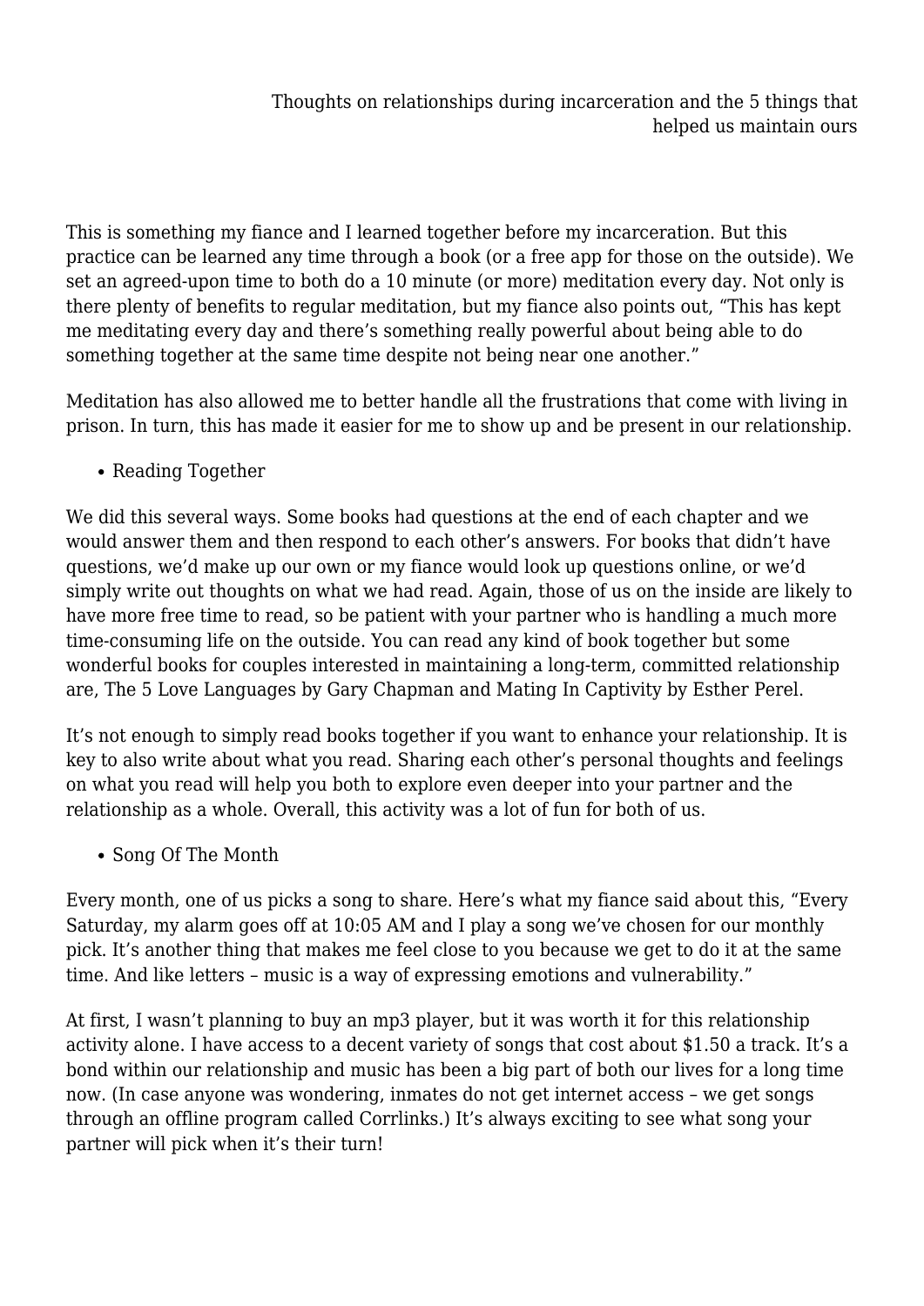This is something my fiance and I learned together before my incarceration. But this practice can be learned any time through a book (or a free app for those on the outside). We set an agreed-upon time to both do a 10 minute (or more) meditation every day. Not only is there plenty of benefits to regular meditation, but my fiance also points out, "This has kept me meditating every day and there's something really powerful about being able to do something together at the same time despite not being near one another."

Meditation has also allowed me to better handle all the frustrations that come with living in prison. In turn, this has made it easier for me to show up and be present in our relationship.

- Reading Together

We did this several ways. Some books had questions at the end of each chapter and we would answer them and then respond to each other's answers. For books that didn't have questions, we'd make up our own or my fiance would look up questions online, or we'd simply write out thoughts on what we had read. Again, those of us on the inside are likely to have more free time to read, so be patient with your partner who is handling a much more time-consuming life on the outside. You can read any kind of book together but some wonderful books for couples interested in maintaining a long-term, committed relationship are, The 5 Love Languages by Gary Chapman and Mating In Captivity by Esther Perel.

It's not enough to simply read books together if you want to enhance your relationship. It is key to also write about what you read. Sharing each other's personal thoughts and feelings on what you read will help you both to explore even deeper into your partner and the relationship as a whole. Overall, this activity was a lot of fun for both of us.

- Song Of The Month

Every month, one of us picks a song to share. Here's what my fiance said about this, "Every Saturday, my alarm goes off at 10:05 AM and I play a song we've chosen for our monthly pick. It's another thing that makes me feel close to you because we get to do it at the same time. And like letters – music is a way of expressing emotions and vulnerability."

At first, I wasn't planning to buy an mp3 player, but it was worth it for this relationship activity alone. I have access to a decent variety of songs that cost about $1.50 a track. It's a bond within our relationship and music has been a big part of both our lives for a long time now. (In case anyone was wondering, inmates do not get internet access – we get songs through an offline program called Corrlinks.) It's always exciting to see what song your partner will pick when it's their turn!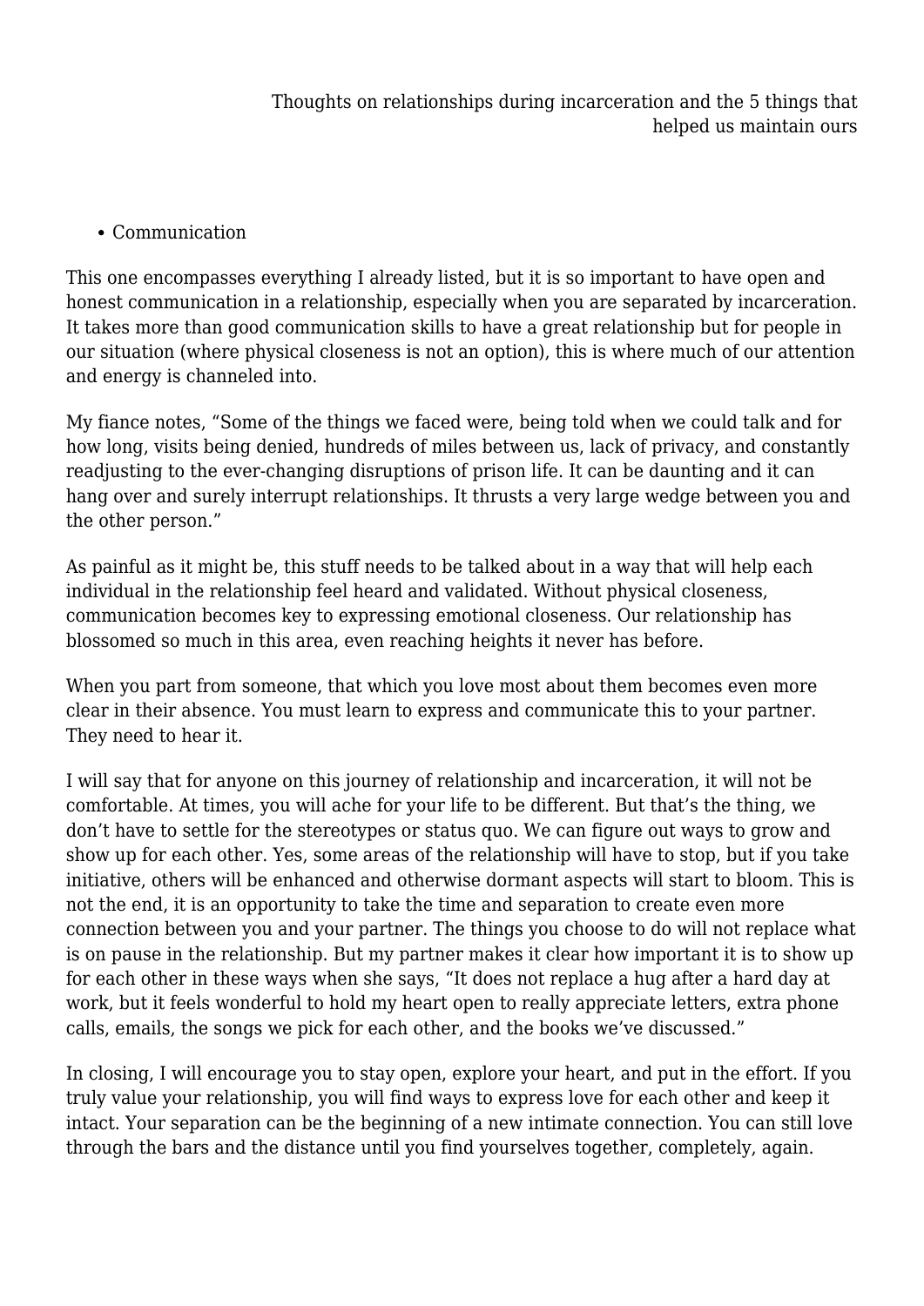- Communication

This one encompasses everything I already listed, but it is so important to have open and honest communication in a relationship, especially when you are separated by incarceration. It takes more than good communication skills to have a great relationship but for people in our situation (where physical closeness is not an option), this is where much of our attention and energy is channeled into.

My fiance notes, “Some of the things we faced were, being told when we could talk and for how long, visits being denied, hundreds of miles between us, lack of privacy, and constantly readjusting to the ever-changing disruptions of prison life. It can be daunting and it can hang over and surely interrupt relationships. It thrusts a very large wedge between you and the other person.”

As painful as it might be, this stuff needs to be talked about in a way that will help each individual in the relationship feel heard and validated. Without physical closeness, communication becomes key to expressing emotional closeness. Our relationship has blossomed so much in this area, even reaching heights it never has before.

When you part from someone, that which you love most about them becomes even more clear in their absence. You must learn to express and communicate this to your partner. They need to hear it.

I will say that for anyone on this journey of relationship and incarceration, it will not be comfortable. At times, you will ache for your life to be different. But that’s the thing, we don’t have to settle for the stereotypes or status quo. We can figure out ways to grow and show up for each other. Yes, some areas of the relationship will have to stop, but if you take initiative, others will be enhanced and otherwise dormant aspects will start to bloom. This is not the end, it is an opportunity to take the time and separation to create even more connection between you and your partner. The things you choose to do will not replace what is on pause in the relationship. But my partner makes it clear how important it is to show up for each other in these ways when she says, “It does not replace a hug after a hard day at work, but it feels wonderful to hold my heart open to really appreciate letters, extra phone calls, emails, the songs we pick for each other, and the books we’ve discussed.”

In closing, I will encourage you to stay open, explore your heart, and put in the effort. If you truly value your relationship, you will find ways to express love for each other and keep it intact. Your separation can be the beginning of a new intimate connection. You can still love through the bars and the distance until you find yourselves together, completely, again.